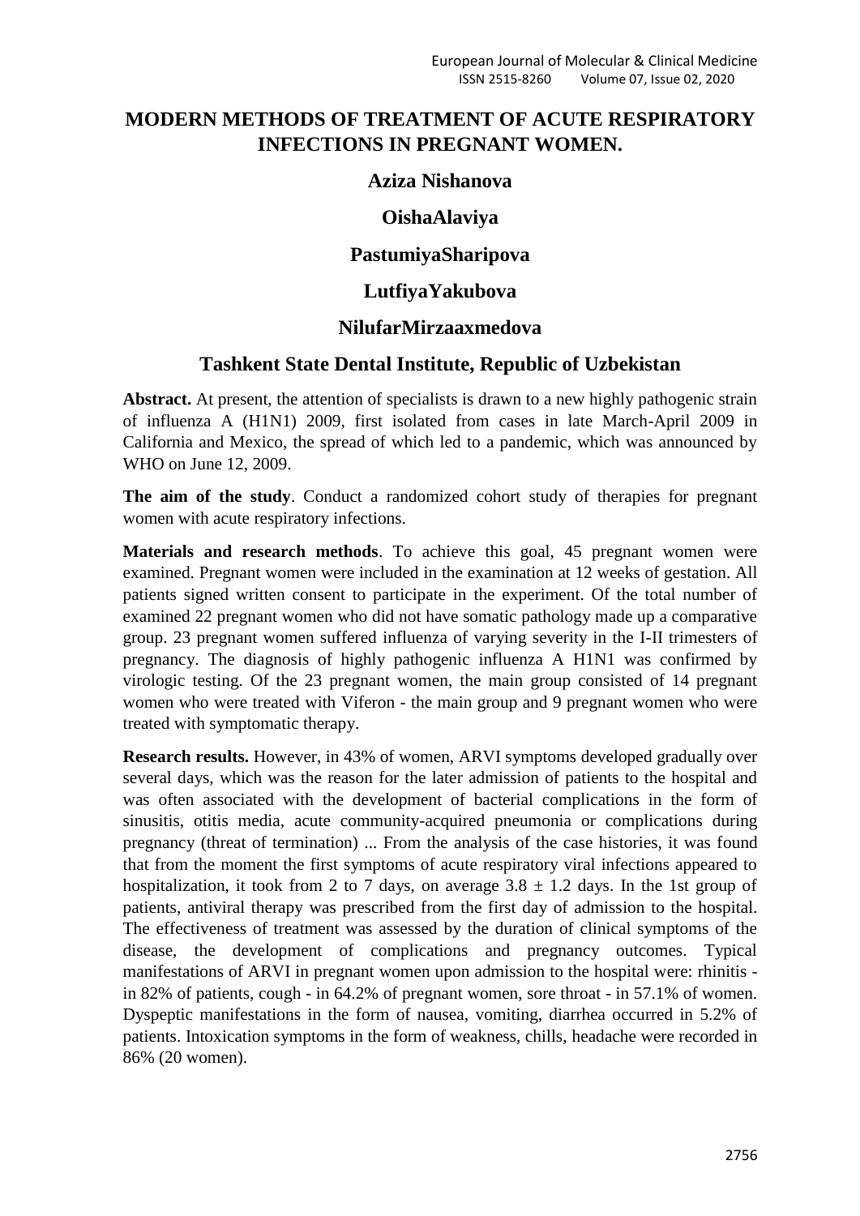# MODERN METHODS OF TREATMENT OF ACUTE RESPIRATORY INFECTIONS IN PREGNANT WOMEN.

**Aziza Nishanova**

**OishaAlaviya**

**PastumiyaSharipova**

**LutfiyaYakubova**

**NilufarMirzaaxmedova**

**Tashkent State Dental Institute, Republic of Uzbekistan**

**Abstract.** At present, the attention of specialists is drawn to a new highly pathogenic strain of influenza A (H1N1) 2009, first isolated from cases in late March-April 2009 in California and Mexico, the spread of which led to a pandemic, which was announced by WHO on June 12, 2009.

**The aim of the study**. Conduct a randomized cohort study of therapies for pregnant women with acute respiratory infections.

**Materials and research methods**. To achieve this goal, 45 pregnant women were examined. Pregnant women were included in the examination at 12 weeks of gestation. All patients signed written consent to participate in the experiment. Of the total number of examined 22 pregnant women who did not have somatic pathology made up a comparative group. 23 pregnant women suffered influenza of varying severity in the I-II trimesters of pregnancy. The diagnosis of highly pathogenic influenza A H1N1 was confirmed by virologic testing. Of the 23 pregnant women, the main group consisted of 14 pregnant women who were treated with Viferon - the main group and 9 pregnant women who were treated with symptomatic therapy.

**Research results.** However, in 43% of women, ARVI symptoms developed gradually over several days, which was the reason for the later admission of patients to the hospital and was often associated with the development of bacterial complications in the form of sinusitis, otitis media, acute community-acquired pneumonia or complications during pregnancy (threat of termination) ... From the analysis of the case histories, it was found that from the moment the first symptoms of acute respiratory viral infections appeared to hospitalization, it took from 2 to 7 days, on average $3.8 \pm 1.2$ days. In the 1st group of patients, antiviral therapy was prescribed from the first day of admission to the hospital. The effectiveness of treatment was assessed by the duration of clinical symptoms of the disease, the development of complications and pregnancy outcomes. Typical manifestations of ARVI in pregnant women upon admission to the hospital were: rhinitis - in 82% of patients, cough - in 64.2% of pregnant women, sore throat - in 57.1% of women. Dyspeptic manifestations in the form of nausea, vomiting, diarrhea occurred in 5.2% of patients. Intoxication symptoms in the form of weakness, chills, headache were recorded in 86% (20 women).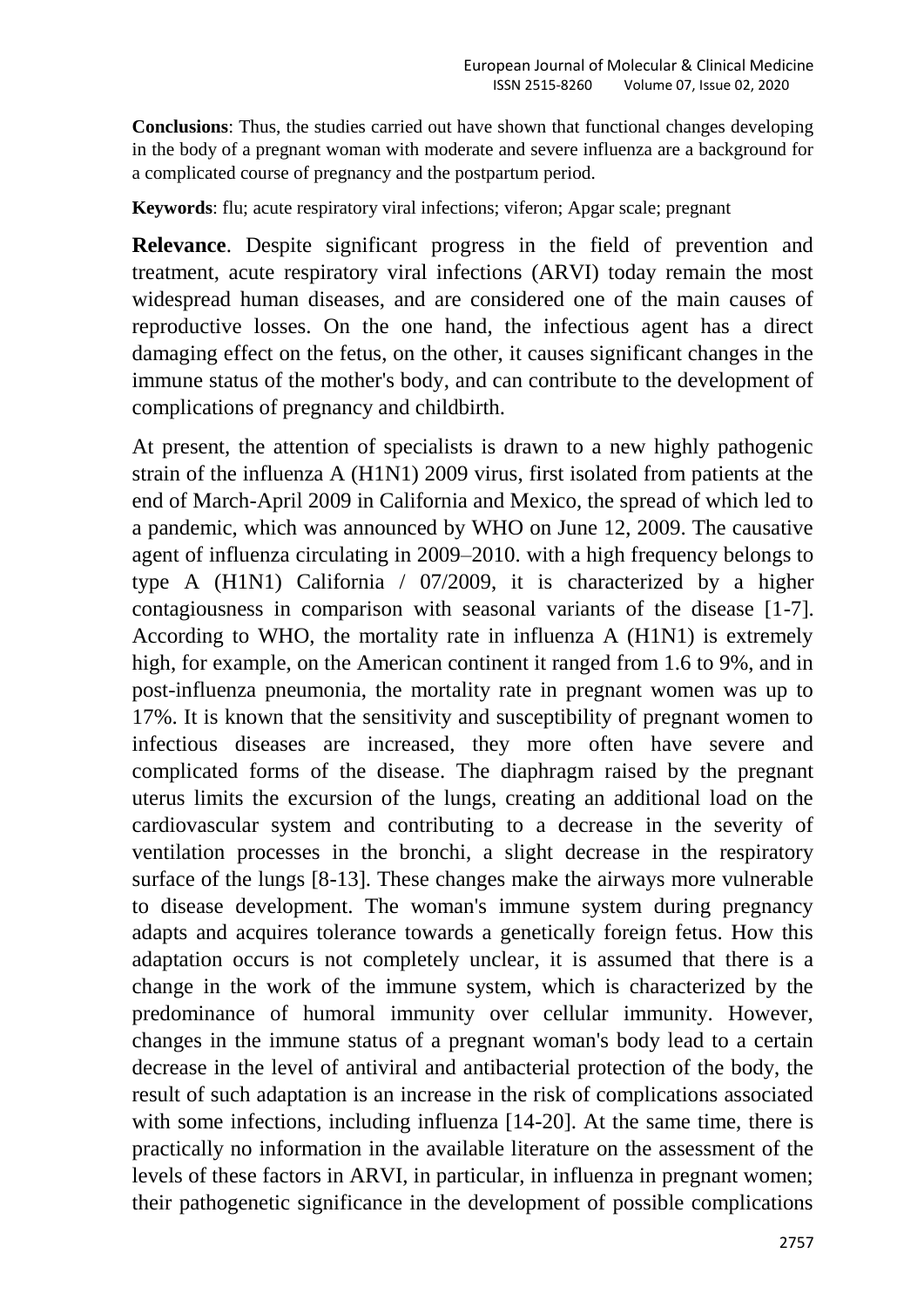**Conclusions**: Thus, the studies carried out have shown that functional changes developing in the body of a pregnant woman with moderate and severe influenza are a background for a complicated course of pregnancy and the postpartum period.

**Keywords**: flu; acute respiratory viral infections; viferon; Apgar scale; pregnant

**Relevance**. Despite significant progress in the field of prevention and treatment, acute respiratory viral infections (ARVI) today remain the most widespread human diseases, and are considered one of the main causes of reproductive losses. On the one hand, the infectious agent has a direct damaging effect on the fetus, on the other, it causes significant changes in the immune status of the mother's body, and can contribute to the development of complications of pregnancy and childbirth.

At present, the attention of specialists is drawn to a new highly pathogenic strain of the influenza A (H1N1) 2009 virus, first isolated from patients at the end of March-April 2009 in California and Mexico, the spread of which led to a pandemic, which was announced by WHO on June 12, 2009. The causative agent of influenza circulating in 2009–2010. with a high frequency belongs to type A (H1N1) California / 07/2009, it is characterized by a higher contagiousness in comparison with seasonal variants of the disease [1-7]. According to WHO, the mortality rate in influenza A (H1N1) is extremely high, for example, on the American continent it ranged from 1.6 to 9%, and in post-influenza pneumonia, the mortality rate in pregnant women was up to 17%. It is known that the sensitivity and susceptibility of pregnant women to infectious diseases are increased, they more often have severe and complicated forms of the disease. The diaphragm raised by the pregnant uterus limits the excursion of the lungs, creating an additional load on the cardiovascular system and contributing to a decrease in the severity of ventilation processes in the bronchi, a slight decrease in the respiratory surface of the lungs [8-13]. These changes make the airways more vulnerable to disease development. The woman's immune system during pregnancy adapts and acquires tolerance towards a genetically foreign fetus. How this adaptation occurs is not completely unclear, it is assumed that there is a change in the work of the immune system, which is characterized by the predominance of humoral immunity over cellular immunity. However, changes in the immune status of a pregnant woman's body lead to a certain decrease in the level of antiviral and antibacterial protection of the body, the result of such adaptation is an increase in the risk of complications associated with some infections, including influenza [14-20]. At the same time, there is practically no information in the available literature on the assessment of the levels of these factors in ARVI, in particular, in influenza in pregnant women; their pathogenetic significance in the development of possible complications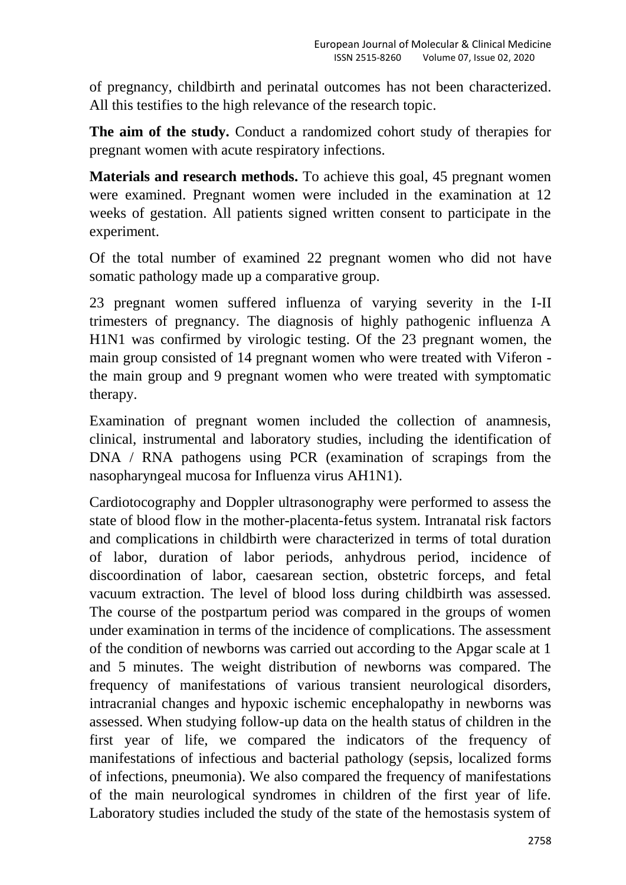of pregnancy, childbirth and perinatal outcomes has not been characterized. All this testifies to the high relevance of the research topic.

**The aim of the study.** Conduct a randomized cohort study of therapies for pregnant women with acute respiratory infections.

**Materials and research methods.** To achieve this goal, 45 pregnant women were examined. Pregnant women were included in the examination at 12 weeks of gestation. All patients signed written consent to participate in the experiment.

Of the total number of examined 22 pregnant women who did not have somatic pathology made up a comparative group.

23 pregnant women suffered influenza of varying severity in the I-II trimesters of pregnancy. The diagnosis of highly pathogenic influenza A H1N1 was confirmed by virologic testing. Of the 23 pregnant women, the main group consisted of 14 pregnant women who were treated with Viferon - the main group and 9 pregnant women who were treated with symptomatic therapy.

Examination of pregnant women included the collection of anamnesis, clinical, instrumental and laboratory studies, including the identification of DNA / RNA pathogens using PCR (examination of scrapings from the nasopharyngeal mucosa for Influenza virus AH1N1).

Cardiotocography and Doppler ultrasonography were performed to assess the state of blood flow in the mother-placenta-fetus system. Intranatal risk factors and complications in childbirth were characterized in terms of total duration of labor, duration of labor periods, anhydrous period, incidence of discoordination of labor, caesarean section, obstetric forceps, and fetal vacuum extraction. The level of blood loss during childbirth was assessed. The course of the postpartum period was compared in the groups of women under examination in terms of the incidence of complications. The assessment of the condition of newborns was carried out according to the Apgar scale at 1 and 5 minutes. The weight distribution of newborns was compared. The frequency of manifestations of various transient neurological disorders, intracranial changes and hypoxic ischemic encephalopathy in newborns was assessed. When studying follow-up data on the health status of children in the first year of life, we compared the indicators of the frequency of manifestations of infectious and bacterial pathology (sepsis, localized forms of infections, pneumonia). We also compared the frequency of manifestations of the main neurological syndromes in children of the first year of life. Laboratory studies included the study of the state of the hemostasis system of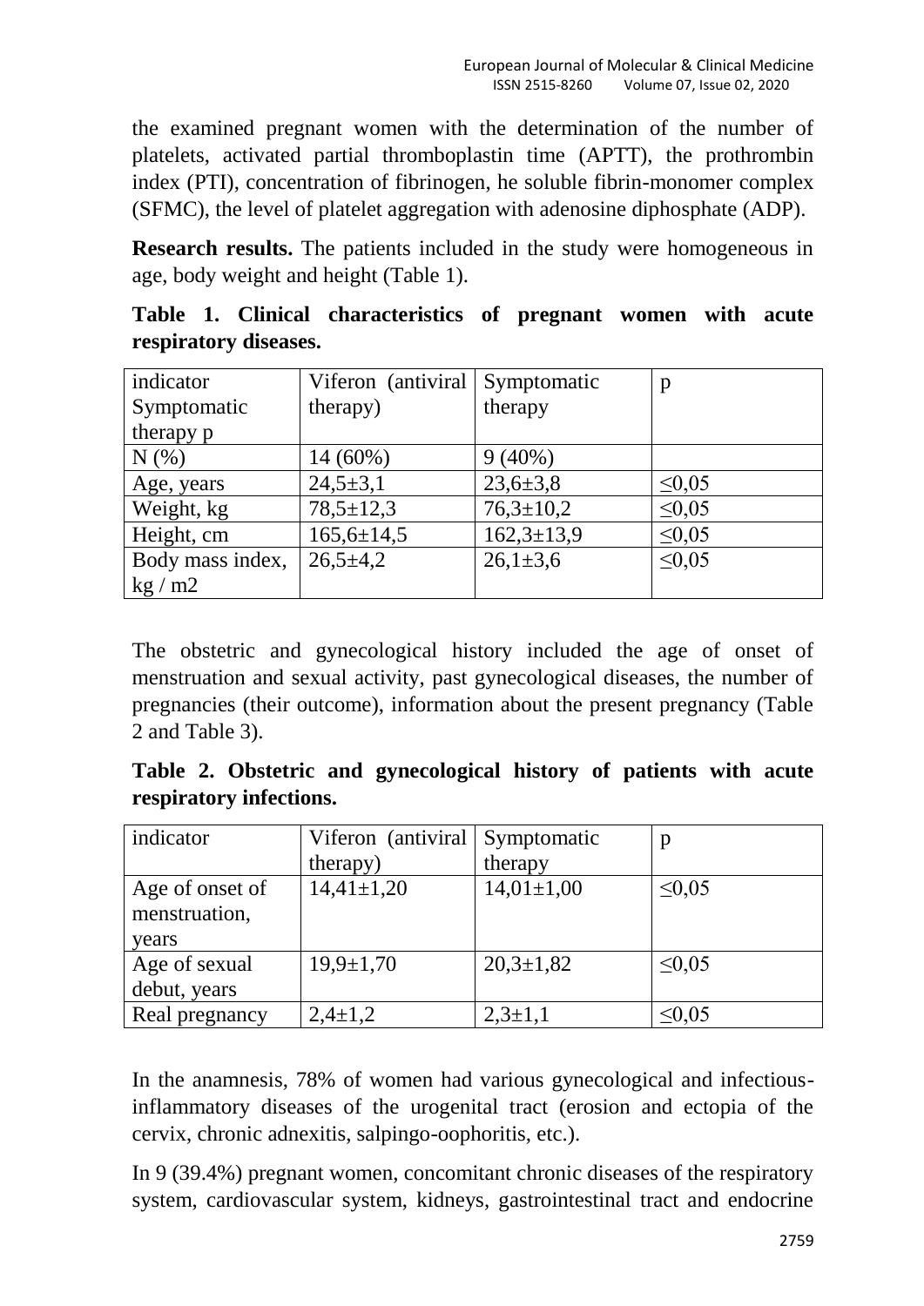the examined pregnant women with the determination of the number of platelets, activated partial thromboplastin time (APTT), the prothrombin index (PTI), concentration of fibrinogen, he soluble fibrin-monomer complex (SFMC), the level of platelet aggregation with adenosine diphosphate (ADP).

**Research results.** The patients included in the study were homogeneous in age, body weight and height (Table 1).

**Table 1. Clinical characteristics of pregnant women with acute respiratory diseases.**

| indicator Symptomatic therapy p | Viferon (antiviral therapy) | Symptomatic therapy | p |
|---|---|---|---|
| N (%) | 14 (60%) | 9 (40%) | |
| Age, years | 24,5±3,1 | 23,6±3,8 | ≤0,05 |
| Weight, kg | 78,5±12,3 | 76,3±10,2 | ≤0,05 |
| Height, cm | 165,6±14,5 | 162,3±13,9 | ≤0,05 |
| Body mass index, kg / m2 | 26,5±4,2 | 26,1±3,6 | ≤0,05 |

The obstetric and gynecological history included the age of onset of menstruation and sexual activity, past gynecological diseases, the number of pregnancies (their outcome), information about the present pregnancy (Table 2 and Table 3).

**Table 2. Obstetric and gynecological history of patients with acute respiratory infections.**

| indicator | Viferon (antiviral therapy) | Symptomatic therapy | p |
|---|---|---|---|
| Age of onset of menstruation, years | 14,41±1,20 | 14,01±1,00 | ≤0,05 |
| Age of sexual debut, years | 19,9±1,70 | 20,3±1,82 | ≤0,05 |
| Real pregnancy | 2,4±1,2 | 2,3±1,1 | ≤0,05 |

In the anamnesis, 78% of women had various gynecological and infectious-inflammatory diseases of the urogenital tract (erosion and ectopia of the cervix, chronic adnexitis, salpingo-oophoritis, etc.).

In 9 (39.4%) pregnant women, concomitant chronic diseases of the respiratory system, cardiovascular system, kidneys, gastrointestinal tract and endocrine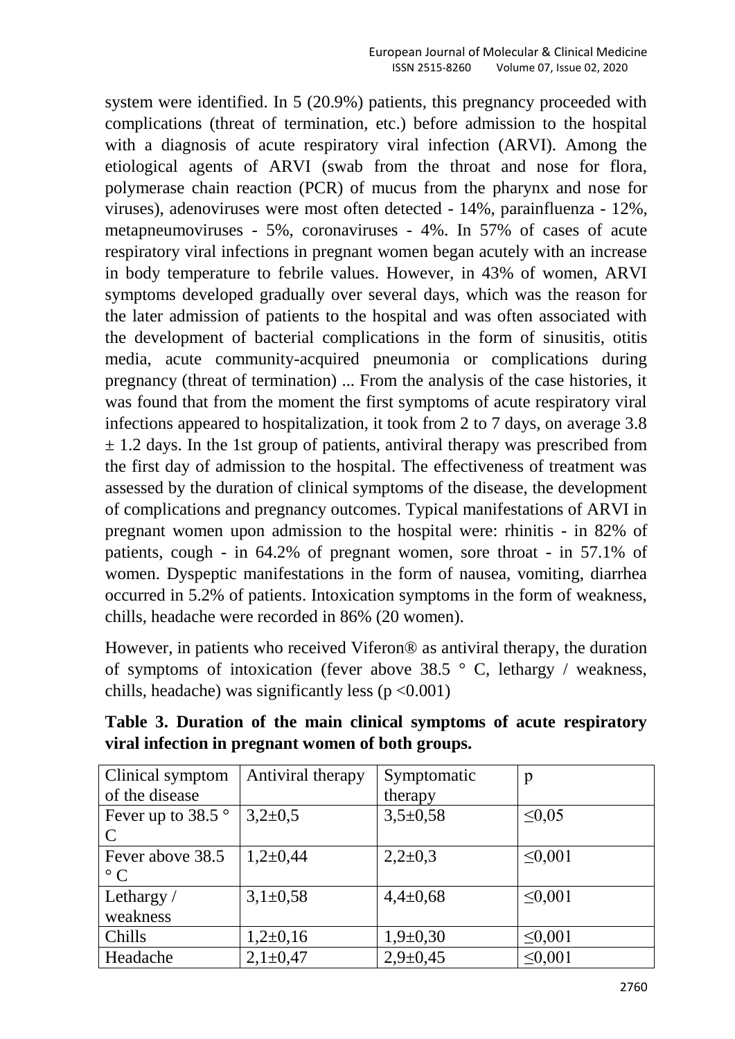system were identified. In 5 (20.9%) patients, this pregnancy proceeded with complications (threat of termination, etc.) before admission to the hospital with a diagnosis of acute respiratory viral infection (ARVI). Among the etiological agents of ARVI (swab from the throat and nose for flora, polymerase chain reaction (PCR) of mucus from the pharynx and nose for viruses), adenoviruses were most often detected - 14%, parainfluenza - 12%, metapneumoviruses - 5%, coronaviruses - 4%. In 57% of cases of acute respiratory viral infections in pregnant women began acutely with an increase in body temperature to febrile values. However, in 43% of women, ARVI symptoms developed gradually over several days, which was the reason for the later admission of patients to the hospital and was often associated with the development of bacterial complications in the form of sinusitis, otitis media, acute community-acquired pneumonia or complications during pregnancy (threat of termination) ... From the analysis of the case histories, it was found that from the moment the first symptoms of acute respiratory viral infections appeared to hospitalization, it took from 2 to 7 days, on average 3.8 $\pm$ 1.2 days. In the 1st group of patients, antiviral therapy was prescribed from the first day of admission to the hospital. The effectiveness of treatment was assessed by the duration of clinical symptoms of the disease, the development of complications and pregnancy outcomes. Typical manifestations of ARVI in pregnant women upon admission to the hospital were: rhinitis - in 82% of patients, cough - in 64.2% of pregnant women, sore throat - in 57.1% of women. Dyspeptic manifestations in the form of nausea, vomiting, diarrhea occurred in 5.2% of patients. Intoxication symptoms in the form of weakness, chills, headache were recorded in 86% (20 women).

However, in patients who received Viferon® as antiviral therapy, the duration of symptoms of intoxication (fever above 38.5 ° C, lethargy / weakness, chills, headache) was significantly less ($p < 0.001$)

**Table 3. Duration of the main clinical symptoms of acute respiratory viral infection in pregnant women of both groups.**

| Clinical symptom of the disease | Antiviral therapy | Symptomatic therapy | p |
|---|---|---|---|
| Fever up to 38.5 ° C | 3,2±0,5 | 3,5±0,58 | ≤0,05 |
| Fever above 38.5 ° C | 1,2±0,44 | 2,2±0,3 | ≤0,001 |
| Lethargy / weakness | 3,1±0,58 | 4,4±0,68 | ≤0,001 |
| Chills | 1,2±0,16 | 1,9±0,30 | ≤0,001 |
| Headache | 2,1±0,47 | 2,9±0,45 | ≤0,001 |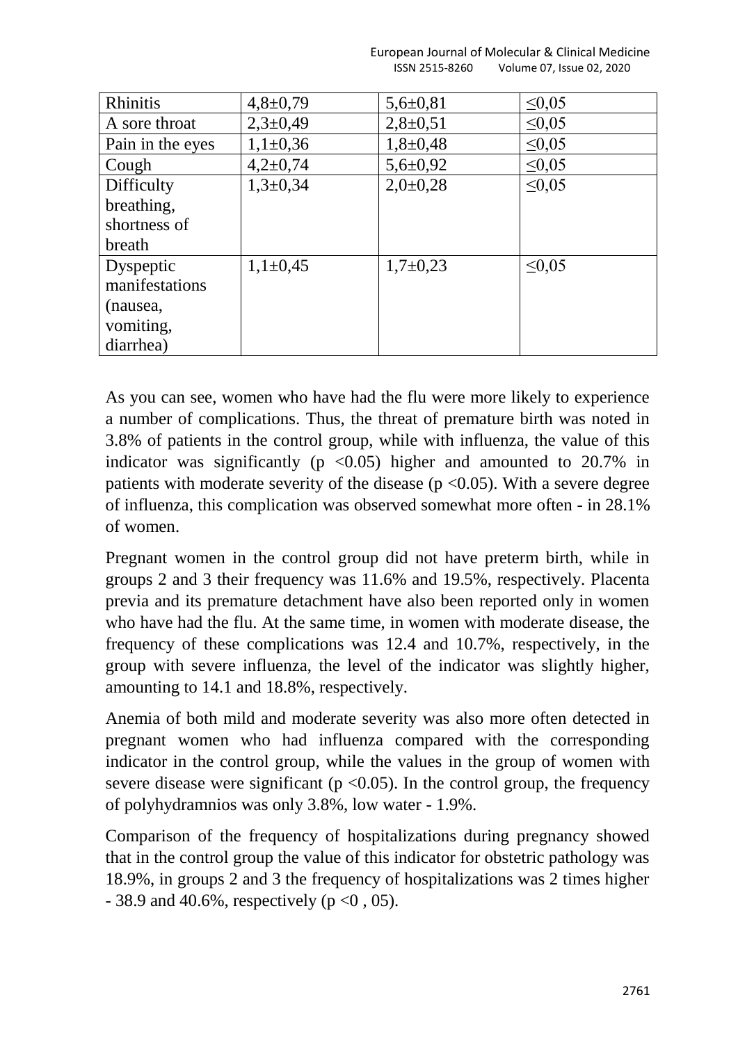| Rhinitis | 4,8±0,79 | 5,6±0,81 | ≤0,05 |
|---|---|---|---|
| A sore throat | 2,3±0,49 | 2,8±0,51 | ≤0,05 |
| Pain in the eyes | 1,1±0,36 | 1,8±0,48 | ≤0,05 |
| Cough | 4,2±0,74 | 5,6±0,92 | ≤0,05 |
| Difficulty breathing, shortness of breath | 1,3±0,34 | 2,0±0,28 | ≤0,05 |
| Dyspeptic manifestations (nausea, vomiting, diarrhea) | 1,1±0,45 | 1,7±0,23 | ≤0,05 |

As you can see, women who have had the flu were more likely to experience a number of complications. Thus, the threat of premature birth was noted in 3.8% of patients in the control group, while with influenza, the value of this indicator was significantly ($p < 0.05$) higher and amounted to 20.7% in patients with moderate severity of the disease ($p < 0.05$). With a severe degree of influenza, this complication was observed somewhat more often - in 28.1% of women.

Pregnant women in the control group did not have preterm birth, while in groups 2 and 3 their frequency was 11.6% and 19.5%, respectively. Placenta previa and its premature detachment have also been reported only in women who have had the flu. At the same time, in women with moderate disease, the frequency of these complications was 12.4 and 10.7%, respectively, in the group with severe influenza, the level of the indicator was slightly higher, amounting to 14.1 and 18.8%, respectively.

Anemia of both mild and moderate severity was also more often detected in pregnant women who had influenza compared with the corresponding indicator in the control group, while the values in the group of women with severe disease were significant ($p < 0.05$). In the control group, the frequency of polyhydramnios was only 3.8%, low water - 1.9%.

Comparison of the frequency of hospitalizations during pregnancy showed that in the control group the value of this indicator for obstetric pathology was 18.9%, in groups 2 and 3 the frequency of hospitalizations was 2 times higher - 38.9 and 40.6%, respectively ($p < 0.05$).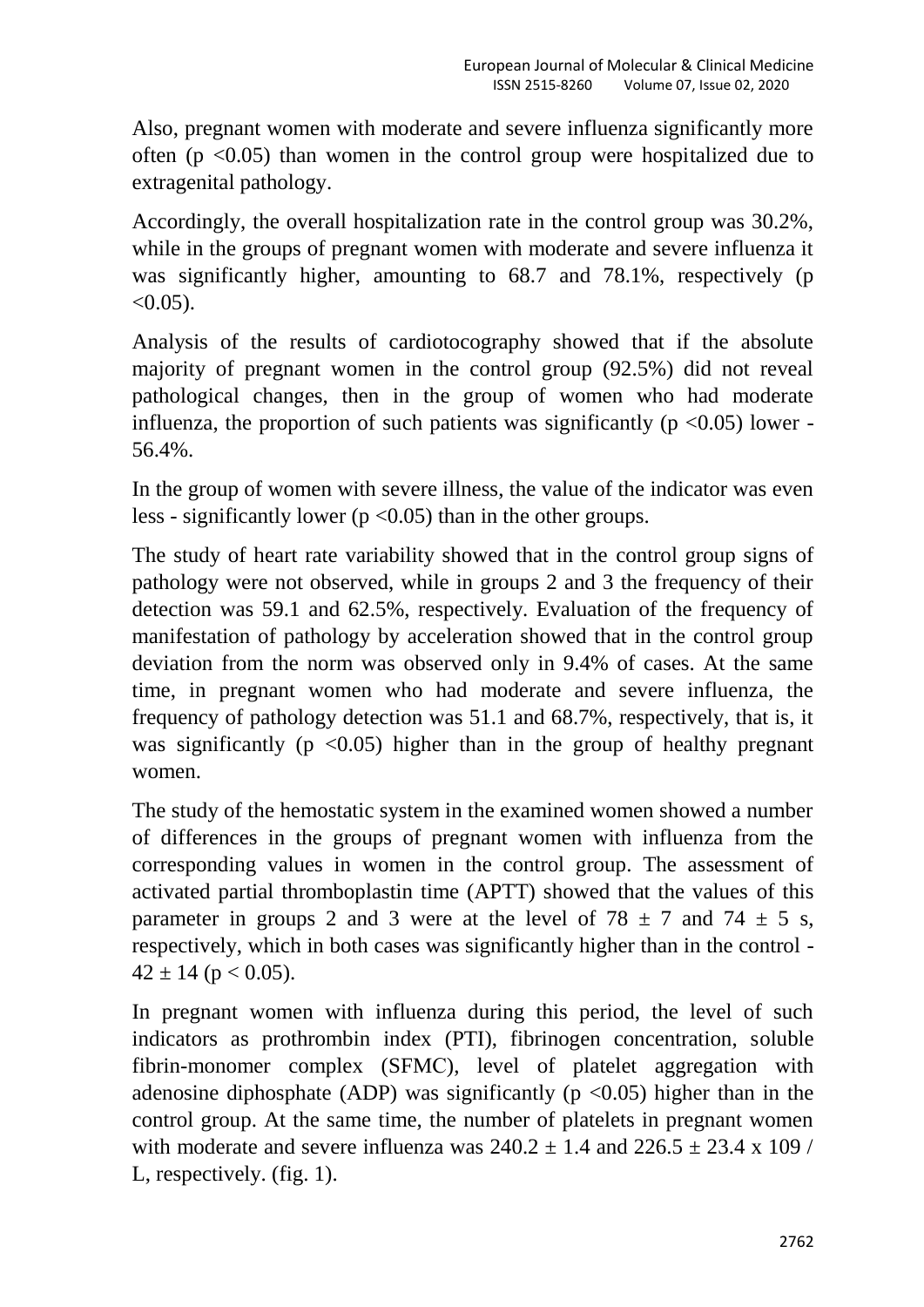Also, pregnant women with moderate and severe influenza significantly more often ($p < 0.05$) than women in the control group were hospitalized due to extragenital pathology.

Accordingly, the overall hospitalization rate in the control group was 30.2%, while in the groups of pregnant women with moderate and severe influenza it was significantly higher, amounting to 68.7 and 78.1%, respectively ($p < 0.05$).

Analysis of the results of cardiotocography showed that if the absolute majority of pregnant women in the control group (92.5%) did not reveal pathological changes, then in the group of women who had moderate influenza, the proportion of such patients was significantly ($p < 0.05$) lower - 56.4%.

In the group of women with severe illness, the value of the indicator was even less - significantly lower ($p < 0.05$) than in the other groups.

The study of heart rate variability showed that in the control group signs of pathology were not observed, while in groups 2 and 3 the frequency of their detection was 59.1 and 62.5%, respectively. Evaluation of the frequency of manifestation of pathology by acceleration showed that in the control group deviation from the norm was observed only in 9.4% of cases. At the same time, in pregnant women who had moderate and severe influenza, the frequency of pathology detection was 51.1 and 68.7%, respectively, that is, it was significantly ($p < 0.05$) higher than in the group of healthy pregnant women.

The study of the hemostatic system in the examined women showed a number of differences in the groups of pregnant women with influenza from the corresponding values in women in the control group. The assessment of activated partial thromboplastin time (APTT) showed that the values of this parameter in groups 2 and 3 were at the level of $78 \pm 7$ and $74 \pm 5$ s, respectively, which in both cases was significantly higher than in the control - $42 \pm 14$ ($p < 0.05$).

In pregnant women with influenza during this period, the level of such indicators as prothrombin index (PTI), fibrinogen concentration, soluble fibrin-monomer complex (SFMC), level of platelet aggregation with adenosine diphosphate (ADP) was significantly ($p < 0.05$) higher than in the control group. At the same time, the number of platelets in pregnant women with moderate and severe influenza was $240.2 \pm 1.4$ and $226.5 \pm 23.4$ x 109 / L, respectively. (fig. 1).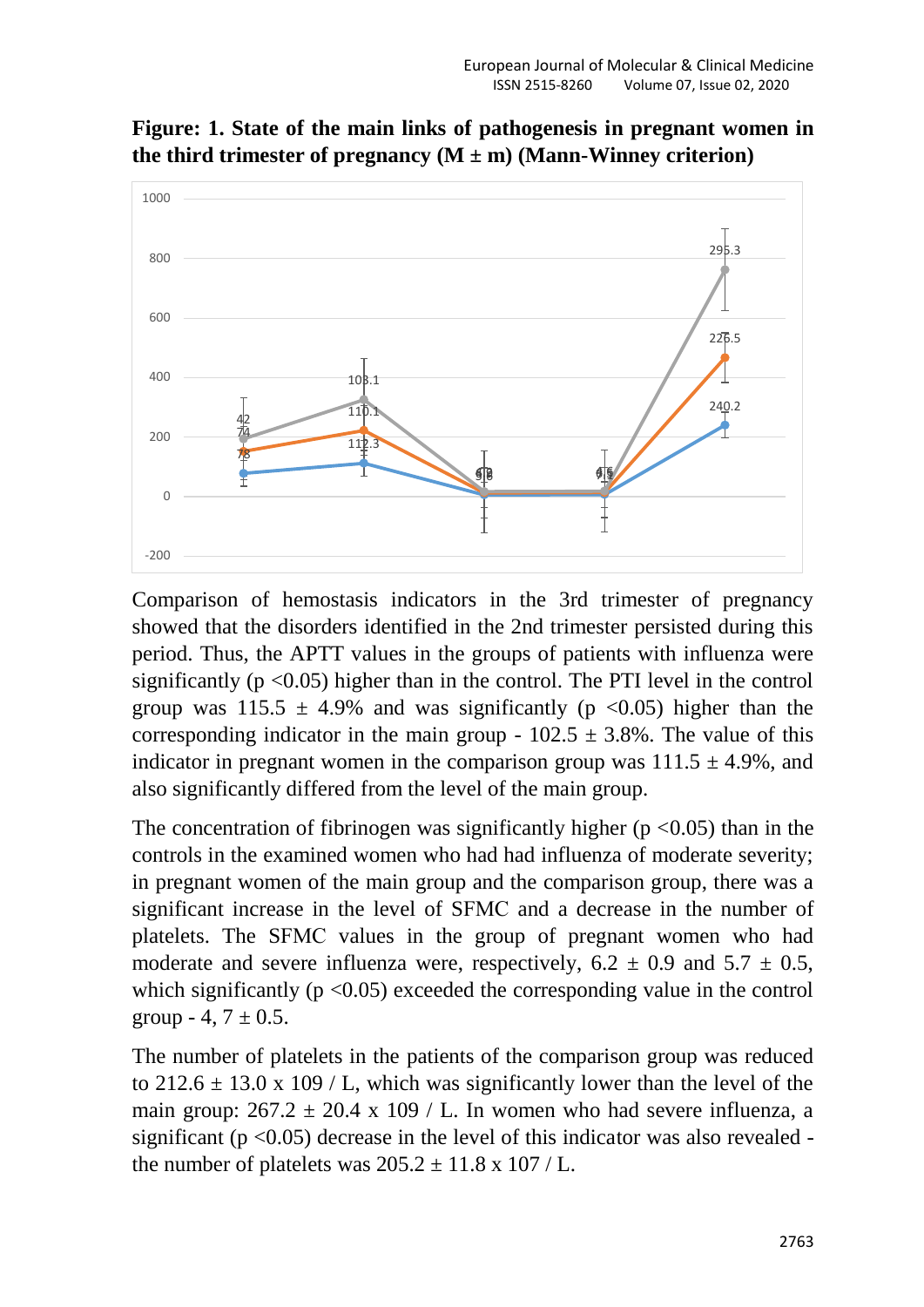**Figure: 1. State of the main links of pathogenesis in pregnant women in the third trimester of pregnancy (M ± m) (Mann-Winney criterion)**

Comparison of hemostasis indicators in the 3rd trimester of pregnancy showed that the disorders identified in the 2nd trimester persisted during this period. Thus, the APTT values in the groups of patients with influenza were significantly ($p < 0.05$) higher than in the control. The PTI level in the control group was 115.5 ± 4.9% and was significantly ($p < 0.05$) higher than the corresponding indicator in the main group - 102.5 ± 3.8%. The value of this indicator in pregnant women in the comparison group was 111.5 ± 4.9%, and also significantly differed from the level of the main group.

The concentration of fibrinogen was significantly higher ($p < 0.05$) than in the controls in the examined women who had had influenza of moderate severity; in pregnant women of the main group and the comparison group, there was a significant increase in the level of SFMC and a decrease in the number of platelets. The SFMC values in the group of pregnant women who had moderate and severe influenza were, respectively, 6.2 ± 0.9 and 5.7 ± 0.5, which significantly ($p < 0.05$) exceeded the corresponding value in the control group - 4, 7 ± 0.5.

The number of platelets in the patients of the comparison group was reduced to 212.6 ± 13.0 x 109 / L, which was significantly lower than the level of the main group: 267.2 ± 20.4 x 109 / L. In women who had severe influenza, a significant ($p < 0.05$) decrease in the level of this indicator was also revealed - the number of platelets was 205.2 ± 11.8 x 107 / L.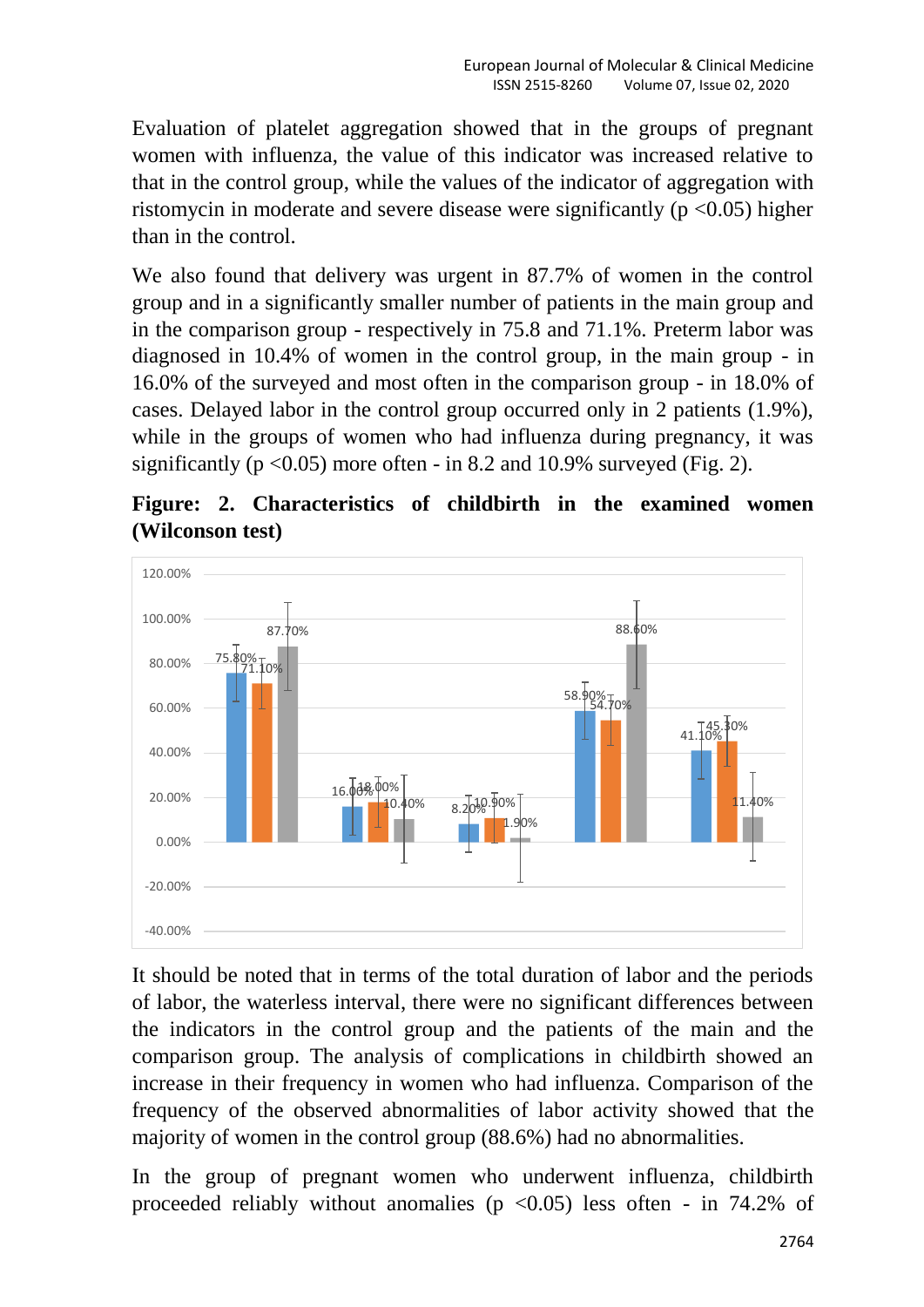Evaluation of platelet aggregation showed that in the groups of pregnant women with influenza, the value of this indicator was increased relative to that in the control group, while the values of the indicator of aggregation with ristomycin in moderate and severe disease were significantly ($p < 0.05$) higher than in the control.

We also found that delivery was urgent in 87.7% of women in the control group and in a significantly smaller number of patients in the main group and in the comparison group - respectively in 75.8 and 71.1%. Preterm labor was diagnosed in 10.4% of women in the control group, in the main group - in 16.0% of the surveyed and most often in the comparison group - in 18.0% of cases. Delayed labor in the control group occurred only in 2 patients (1.9%), while in the groups of women who had influenza during pregnancy, it was significantly ($p < 0.05$) more often - in 8.2 and 10.9% surveyed (Fig. 2).

**Figure: 2. Characteristics of childbirth in the examined women (Wilconson test)**

It should be noted that in terms of the total duration of labor and the periods of labor, the waterless interval, there were no significant differences between the indicators in the control group and the patients of the main and the comparison group. The analysis of complications in childbirth showed an increase in their frequency in women who had influenza. Comparison of the frequency of the observed abnormalities of labor activity showed that the majority of women in the control group (88.6%) had no abnormalities.

In the group of pregnant women who underwent influenza, childbirth proceeded reliably without anomalies ($p < 0.05$) less often - in 74.2% of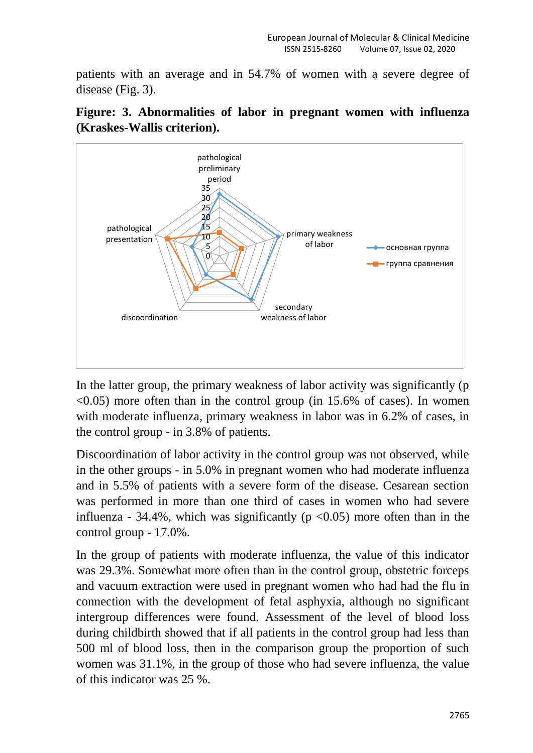patients with an average and in 54.7% of women with a severe degree of disease (Fig. 3).

**Figure: 3. Abnormalities of labor in pregnant women with influenza (Kraskes-Wallis criterion).**

In the latter group, the primary weakness of labor activity was significantly ($p < 0.05$) more often than in the control group (in 15.6% of cases). In women with moderate influenza, primary weakness in labor was in 6.2% of cases, in the control group - in 3.8% of patients.

Discoordination of labor activity in the control group was not observed, while in the other groups - in 5.0% in pregnant women who had moderate influenza and in 5.5% of patients with a severe form of the disease. Cesarean section was performed in more than one third of cases in women who had severe influenza - 34.4%, which was significantly ($p < 0.05$) more often than in the control group - 17.0%.

In the group of patients with moderate influenza, the value of this indicator was 29.3%. Somewhat more often than in the control group, obstetric forceps and vacuum extraction were used in pregnant women who had had the flu in connection with the development of fetal asphyxia, although no significant intergroup differences were found. Assessment of the level of blood loss during childbirth showed that if all patients in the control group had less than 500 ml of blood loss, then in the comparison group the proportion of such women was 31.1%, in the group of those who had severe influenza, the value of this indicator was 25 %.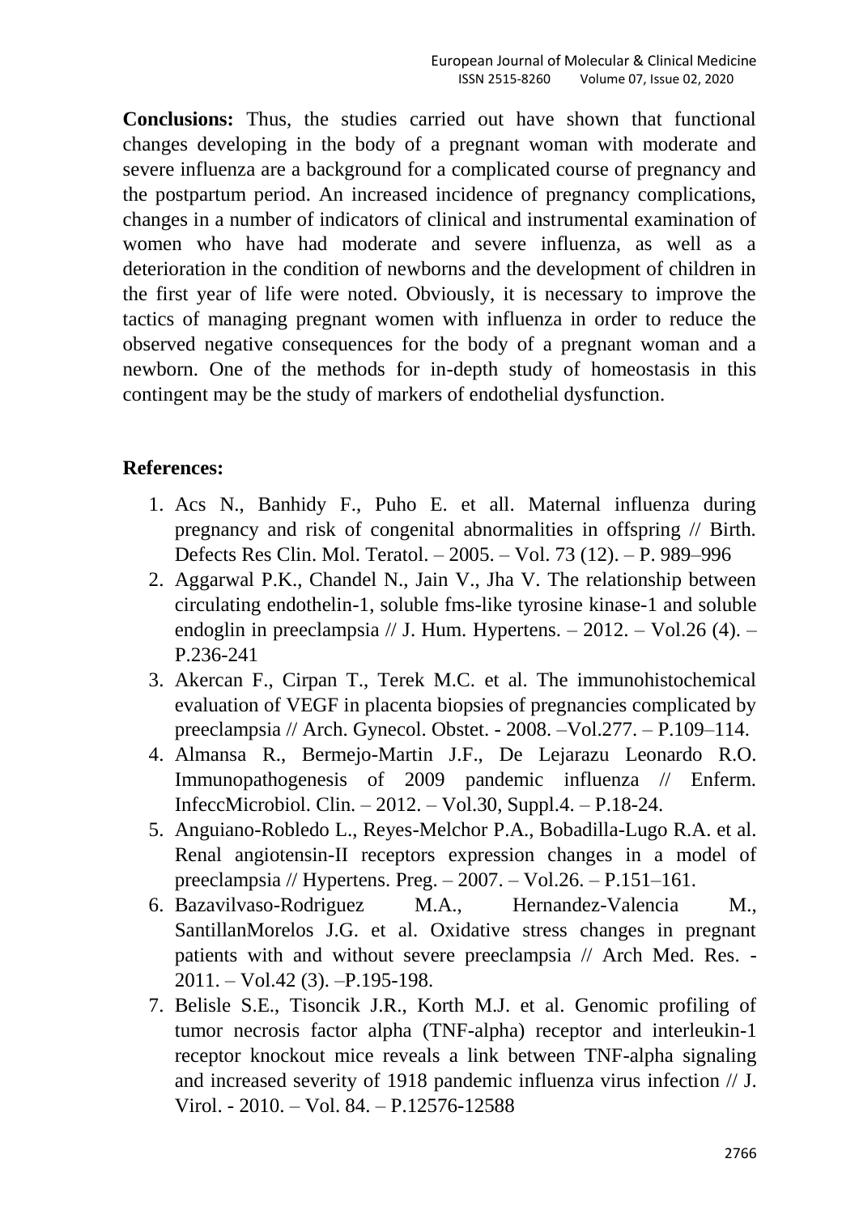**Conclusions:** Thus, the studies carried out have shown that functional changes developing in the body of a pregnant woman with moderate and severe influenza are a background for a complicated course of pregnancy and the postpartum period. An increased incidence of pregnancy complications, changes in a number of indicators of clinical and instrumental examination of women who have had moderate and severe influenza, as well as a deterioration in the condition of newborns and the development of children in the first year of life were noted. Obviously, it is necessary to improve the tactics of managing pregnant women with influenza in order to reduce the observed negative consequences for the body of a pregnant woman and a newborn. One of the methods for in-depth study of homeostasis in this contingent may be the study of markers of endothelial dysfunction.

**References:**

1. Acs N., Banhidy F., Puho E. et all. Maternal influenza during pregnancy and risk of congenital abnormalities in offspring // Birth. Defects Res Clin. Mol. Teratol. – 2005. – Vol. 73 (12). – P. 989–996
2. Aggarwal P.K., Chandel N., Jain V., Jha V. The relationship between circulating endothelin-1, soluble fms-like tyrosine kinase-1 and soluble endoglin in preeclampsia // J. Hum. Hypertens. – 2012. – Vol.26 (4). – P.236-241
3. Akercan F., Cirpan T., Terek M.C. et al. The immunohistochemical evaluation of VEGF in placenta biopsies of pregnancies complicated by preeclampsia // Arch. Gynecol. Obstet. - 2008. –Vol.277. – P.109–114.
4. Almansa R., Bermejo-Martin J.F., De Lejarazu Leonardo R.O. Immunopathogenesis of 2009 pandemic influenza // Enferm. InfeccMicrobiol. Clin. – 2012. – Vol.30, Suppl.4. – P.18-24.
5. Anguiano-Robledo L., Reyes-Melchor P.A., Bobadilla-Lugo R.A. et al. Renal angiotensin-II receptors expression changes in a model of preeclampsia // Hypertens. Preg. – 2007. – Vol.26. – P.151–161.
6. Bazavilvaso-Rodriguez M.A., Hernandez-Valencia M., SantillanMorelos J.G. et al. Oxidative stress changes in pregnant patients with and without severe preeclampsia // Arch Med. Res. - 2011. – Vol.42 (3). –P.195-198.
7. Belisle S.E., Tisoncik J.R., Korth M.J. et al. Genomic profiling of tumor necrosis factor alpha (TNF-alpha) receptor and interleukin-1 receptor knockout mice reveals a link between TNF-alpha signaling and increased severity of 1918 pandemic influenza virus infection // J. Virol. - 2010. – Vol. 84. – P.12576-12588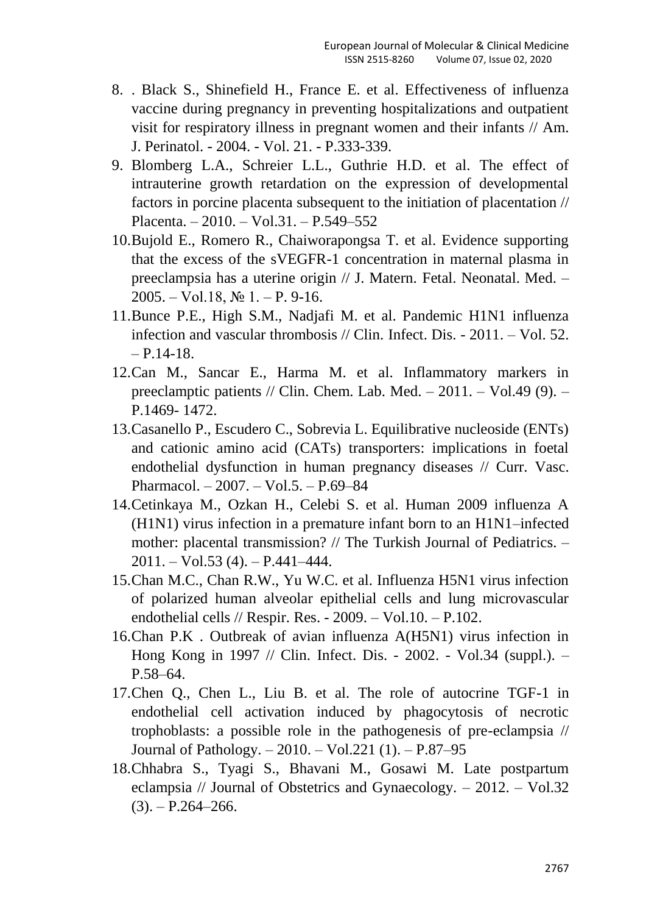8. . Black S., Shinefield H., France E. et al. Effectiveness of influenza vaccine during pregnancy in preventing hospitalizations and outpatient visit for respiratory illness in pregnant women and their infants // Am. J. Perinatol. - 2004. - Vol. 21. - P.333-339.
9. Blomberg L.A., Schreier L.L., Guthrie H.D. et al. The effect of intrauterine growth retardation on the expression of developmental factors in porcine placenta subsequent to the initiation of placentation // Placenta. – 2010. – Vol.31. – P.549–552
10. Bujold E., Romero R., Chaiworapongsa T. et al. Evidence supporting that the excess of the sVEGFR-1 concentration in maternal plasma in preeclampsia has a uterine origin // J. Matern. Fetal. Neonatal. Med. – 2005. – Vol.18, № 1. – P. 9-16.
11. Bunce P.E., High S.M., Nadjafi M. et al. Pandemic H1N1 influenza infection and vascular thrombosis // Clin. Infect. Dis. - 2011. – Vol. 52. – P.14-18.
12. Can M., Sancar E., Harma M. et al. Inflammatory markers in preeclamptic patients // Clin. Chem. Lab. Med. – 2011. – Vol.49 (9). – P.1469- 1472.
13. Casanello P., Escudero C., Sobrevia L. Equilibrative nucleoside (ENTs) and cationic amino acid (CATs) transporters: implications in foetal endothelial dysfunction in human pregnancy diseases // Curr. Vasc. Pharmacol. – 2007. – Vol.5. – P.69–84
14. Cetinkaya M., Ozkan H., Celebi S. et al. Human 2009 influenza A (H1N1) virus infection in a premature infant born to an H1N1–infected mother: placental transmission? // The Turkish Journal of Pediatrics. – 2011. – Vol.53 (4). – P.441–444.
15. Chan M.C., Chan R.W., Yu W.C. et al. Influenza H5N1 virus infection of polarized human alveolar epithelial cells and lung microvascular endothelial cells // Respir. Res. - 2009. – Vol.10. – P.102.
16. Chan P.K . Outbreak of avian influenza A(H5N1) virus infection in Hong Kong in 1997 // Clin. Infect. Dis. - 2002. - Vol.34 (suppl.). – P.58–64.
17. Chen Q., Chen L., Liu B. et al. The role of autocrine TGF-1 in endothelial cell activation induced by phagocytosis of necrotic trophoblasts: a possible role in the pathogenesis of pre-eclampsia // Journal of Pathology. – 2010. – Vol.221 (1). – P.87–95
18. Chhabra S., Tyagi S., Bhavani M., Gosawi M. Late postpartum eclampsia // Journal of Obstetrics and Gynaecology. – 2012. – Vol.32 (3). – P.264–266.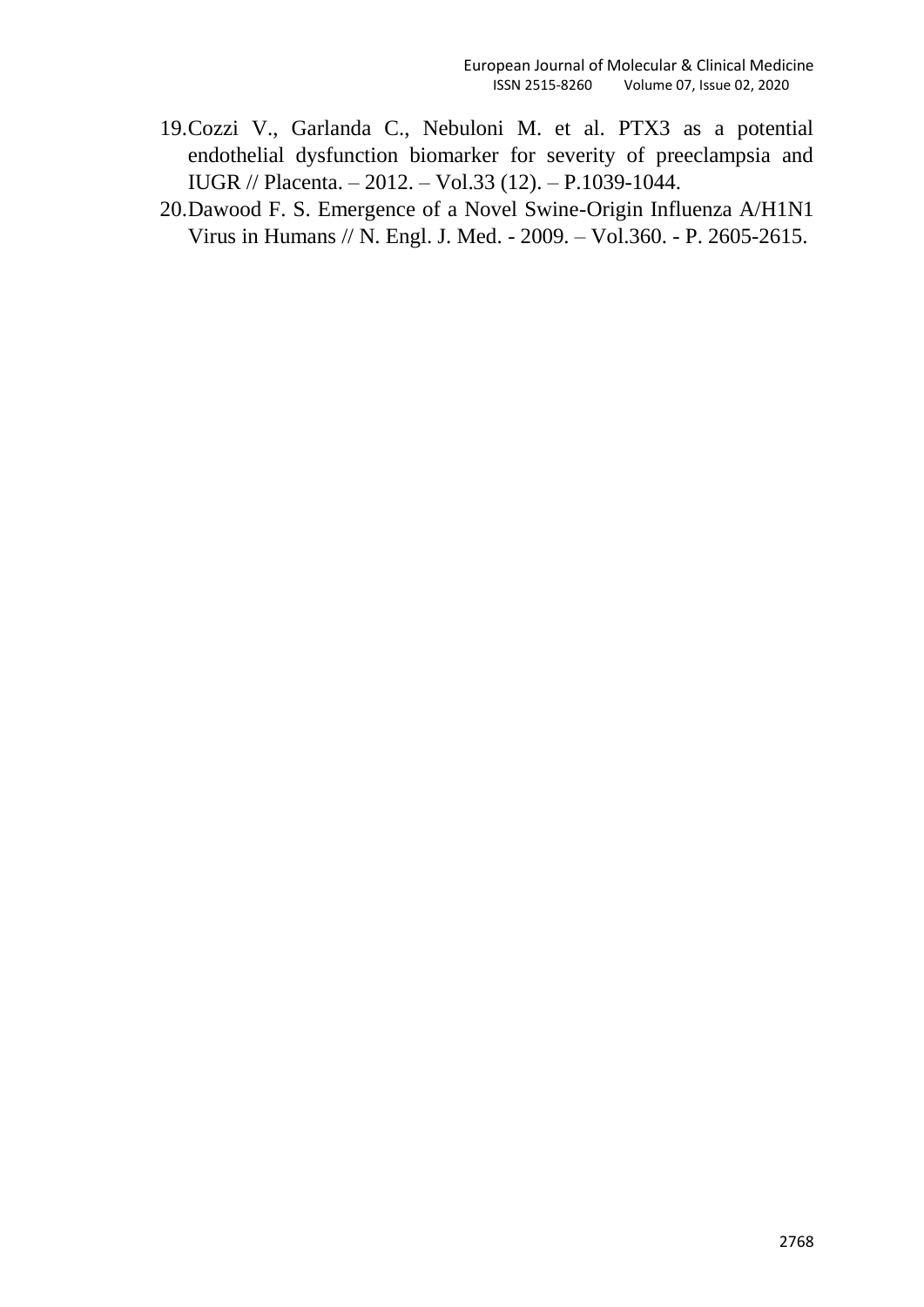19. Cozzi V., Garlanda C., Nebuloni M. et al. PTX3 as a potential endothelial dysfunction biomarker for severity of preeclampsia and IUGR // Placenta. – 2012. – Vol.33 (12). – P.1039-1044.
20. Dawood F. S. Emergence of a Novel Swine-Origin Influenza A/H1N1 Virus in Humans // N. Engl. J. Med. - 2009. – Vol.360. - P. 2605-2615.